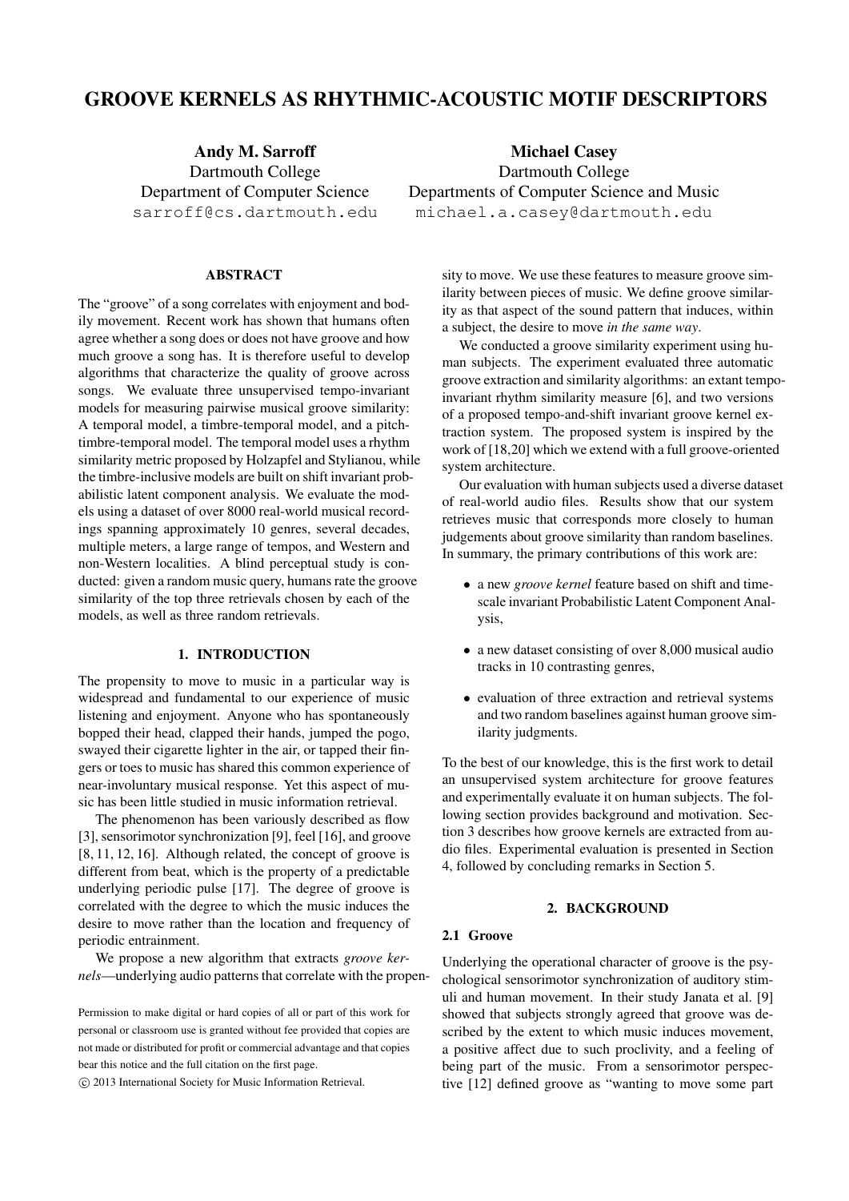# GROOVE KERNELS AS RHYTHMIC-ACOUSTIC MOTIF DESCRIPTORS

**Andy M. Sarroff**
Dartmouth College
Department of Computer Science
sarroff@cs.dartmouth.edu

**Michael Casey**
Dartmouth College
Departments of Computer Science and Music
michael.a.casey@dartmouth.edu

## ABSTRACT

The "groove" of a song correlates with enjoyment and bodily movement. Recent work has shown that humans often agree whether a song does or does not have groove and how much groove a song has. It is therefore useful to develop algorithms that characterize the quality of groove across songs. We evaluate three unsupervised tempo-invariant models for measuring pairwise musical groove similarity: A temporal model, a timbre-temporal model, and a pitch-timbre-temporal model. The temporal model uses a rhythm similarity metric proposed by Holzapfel and Stylianou, while the timbre-inclusive models are built on shift invariant probabilistic latent component analysis. We evaluate the models using a dataset of over 8000 real-world musical recordings spanning approximately 10 genres, several decades, multiple meters, a large range of tempos, and Western and non-Western localities. A blind perceptual study is conducted: given a random music query, humans rate the groove similarity of the top three retrievals chosen by each of the models, as well as three random retrievals.

## 1. INTRODUCTION

The propensity to move to music in a particular way is widespread and fundamental to our experience of music listening and enjoyment. Anyone who has spontaneously bopped their head, clapped their hands, jumped the pogo, swayed their cigarette lighter in the air, or tapped their fingers or toes to music has shared this common experience of near-involuntary musical response. Yet this aspect of music has been little studied in music information retrieval.

The phenomenon has been variously described as flow [3], sensorimotor synchronization [9], feel [16], and groove [8, 11, 12, 16]. Although related, the concept of groove is different from beat, which is the property of a predictable underlying periodic pulse [17]. The degree of groove is correlated with the degree to which the music induces the desire to move rather than the location and frequency of periodic entrainment.

We propose a new algorithm that extracts *groove kernels*—underlying audio patterns that correlate with the propensity to move. We use these features to measure groove similarity between pieces of music. We define groove similarity as that aspect of the sound pattern that induces, within a subject, the desire to move *in the same way*.

We conducted a groove similarity experiment using human subjects. The experiment evaluated three automatic groove extraction and similarity algorithms: an extant tempo-invariant rhythm similarity measure [6], and two versions of a proposed tempo-and-shift invariant groove kernel extraction system. The proposed system is inspired by the work of [18,20] which we extend with a full groove-oriented system architecture.

Our evaluation with human subjects used a diverse dataset of real-world audio files. Results show that our system retrieves music that corresponds more closely to human judgements about groove similarity than random baselines. In summary, the primary contributions of this work are:

- a new *groove kernel* feature based on shift and time-scale invariant Probabilistic Latent Component Analysis,
- a new dataset consisting of over 8,000 musical audio tracks in 10 contrasting genres,
- evaluation of three extraction and retrieval systems and two random baselines against human groove similarity judgments.

To the best of our knowledge, this is the first work to detail an unsupervised system architecture for groove features and experimentally evaluate it on human subjects. The following section provides background and motivation. Section 3 describes how groove kernels are extracted from audio files. Experimental evaluation is presented in Section 4, followed by concluding remarks in Section 5.

## 2. BACKGROUND

### 2.1 Groove

Underlying the operational character of groove is the psychological sensorimotor synchronization of auditory stimuli and human movement. In their study Janata et al. [9] showed that subjects strongly agreed that groove was described by the extent to which music induces movement, a positive affect due to such proclivity, and a feeling of being part of the music. From a sensorimotor perspective [12] defined groove as "wanting to move some part

Permission to make digital or hard copies of all or part of this work for personal or classroom use is granted without fee provided that copies are not made or distributed for profit or commercial advantage and that copies bear this notice and the full citation on the first page.

© 2013 International Society for Music Information Retrieval.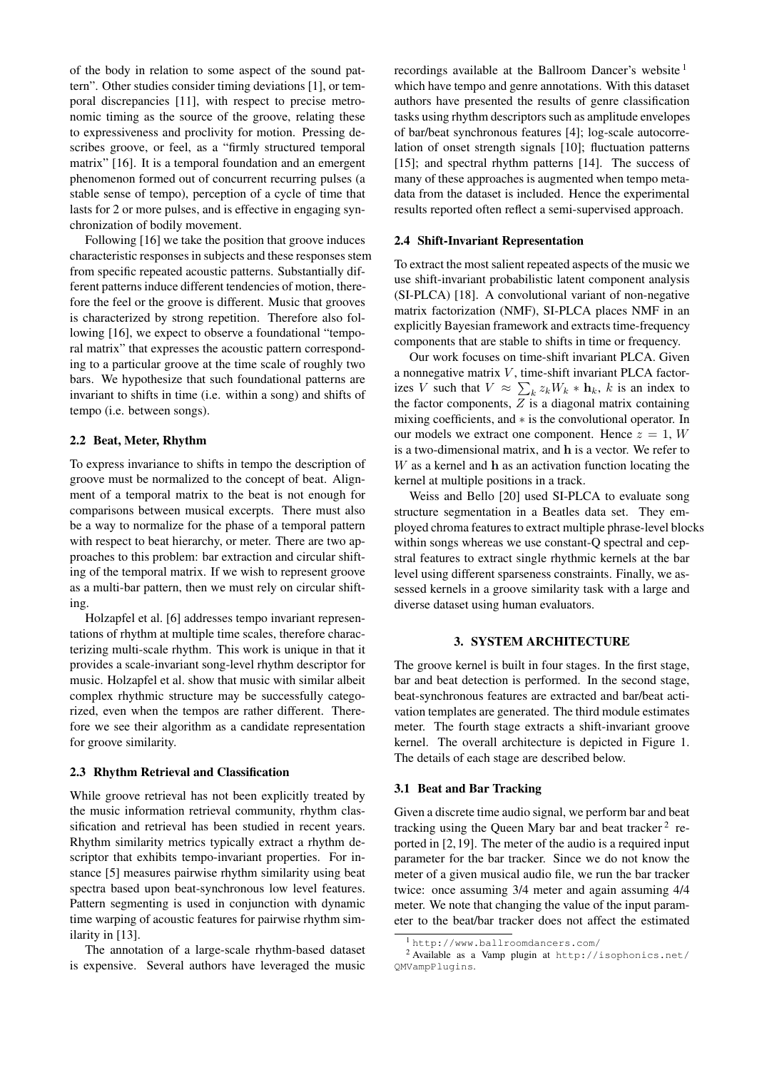of the body in relation to some aspect of the sound pattern". Other studies consider timing deviations [1], or temporal discrepancies [11], with respect to precise metronomic timing as the source of the groove, relating these to expressiveness and proclivity for motion. Pressing describes groove, or feel, as a "firmly structured temporal matrix" [16]. It is a temporal foundation and an emergent phenomenon formed out of concurrent recurring pulses (a stable sense of tempo), perception of a cycle of time that lasts for 2 or more pulses, and is effective in engaging synchronization of bodily movement.

Following [16] we take the position that groove induces characteristic responses in subjects and these responses stem from specific repeated acoustic patterns. Substantially different patterns induce different tendencies of motion, therefore the feel or the groove is different. Music that grooves is characterized by strong repetition. Therefore also following [16], we expect to observe a foundational "temporal matrix" that expresses the acoustic pattern corresponding to a particular groove at the time scale of roughly two bars. We hypothesize that such foundational patterns are invariant to shifts in time (i.e. within a song) and shifts of tempo (i.e. between songs).

### 2.2 Beat, Meter, Rhythm

To express invariance to shifts in tempo the description of groove must be normalized to the concept of beat. Alignment of a temporal matrix to the beat is not enough for comparisons between musical excerpts. There must also be a way to normalize for the phase of a temporal pattern with respect to beat hierarchy, or meter. There are two approaches to this problem: bar extraction and circular shifting of the temporal matrix. If we wish to represent groove as a multi-bar pattern, then we must rely on circular shifting.

Holzapfel et al. [6] addresses tempo invariant representations of rhythm at multiple time scales, therefore characterizing multi-scale rhythm. This work is unique in that it provides a scale-invariant song-level rhythm descriptor for music. Holzapfel et al. show that music with similar albeit complex rhythmic structure may be successfully categorized, even when the tempos are rather different. Therefore we see their algorithm as a candidate representation for groove similarity.

### 2.3 Rhythm Retrieval and Classification

While groove retrieval has not been explicitly treated by the music information retrieval community, rhythm classification and retrieval has been studied in recent years. Rhythm similarity metrics typically extract a rhythm descriptor that exhibits tempo-invariant properties. For instance [5] measures pairwise rhythm similarity using beat spectra based upon beat-synchronous low level features. Pattern segmenting is used in conjunction with dynamic time warping of acoustic features for pairwise rhythm similarity in [13].

The annotation of a large-scale rhythm-based dataset is expensive. Several authors have leveraged the music recordings available at the Ballroom Dancer's website [1] which have tempo and genre annotations. With this dataset authors have presented the results of genre classification tasks using rhythm descriptors such as amplitude envelopes of bar/beat synchronous features [4]; log-scale autocorrelation of onset strength signals [10]; fluctuation patterns [15]; and spectral rhythm patterns [14]. The success of many of these approaches is augmented when tempo metadata from the dataset is included. Hence the experimental results reported often reflect a semi-supervised approach.

### 2.4 Shift-Invariant Representation

To extract the most salient repeated aspects of the music we use shift-invariant probabilistic latent component analysis (SI-PLCA) [18]. A convolutional variant of non-negative matrix factorization (NMF), SI-PLCA places NMF in an explicitly Bayesian framework and extracts time-frequency components that are stable to shifts in time or frequency.

Our work focuses on time-shift invariant PLCA. Given a nonnegative matrix $V$, time-shift invariant PLCA factorizes $V$ such that $V \approx \sum_k z_k W_k * \mathbf{h}_k$, $k$ is an index to the factor components, $Z$ is a diagonal matrix containing mixing coefficients, and $*$ is the convolutional operator. In our models we extract one component. Hence $z = 1$, $W$ is a two-dimensional matrix, and $\mathbf{h}$ is a vector. We refer to $W$ as a kernel and $\mathbf{h}$ as an activation function locating the kernel at multiple positions in a track.

Weiss and Bello [20] used SI-PLCA to evaluate song structure segmentation in a Beatles data set. They employed chroma features to extract multiple phrase-level blocks within songs whereas we use constant-Q spectral and cepstral features to extract single rhythmic kernels at the bar level using different sparseness constraints. Finally, we assessed kernels in a groove similarity task with a large and diverse dataset using human evaluators.

## 3. SYSTEM ARCHITECTURE

The groove kernel is built in four stages. In the first stage, bar and beat detection is performed. In the second stage, beat-synchronous features are extracted and bar/beat activation templates are generated. The third module estimates meter. The fourth stage extracts a shift-invariant groove kernel. The overall architecture is depicted in Figure 1. The details of each stage are described below.

### 3.1 Beat and Bar Tracking

Given a discrete time audio signal, we perform bar and beat tracking using the Queen Mary bar and beat tracker [2] reported in [2,19]. The meter of the audio is a required input parameter for the bar tracker. Since we do not know the meter of a given musical audio file, we run the bar tracker twice: once assuming 3/4 meter and again assuming 4/4 meter. We note that changing the value of the input parameter to the beat/bar tracker does not affect the estimated

[1] http://www.ballroomdancers.com/

[2] Available as a Vamp plugin at http://isophonics.net/QMVampPlugins.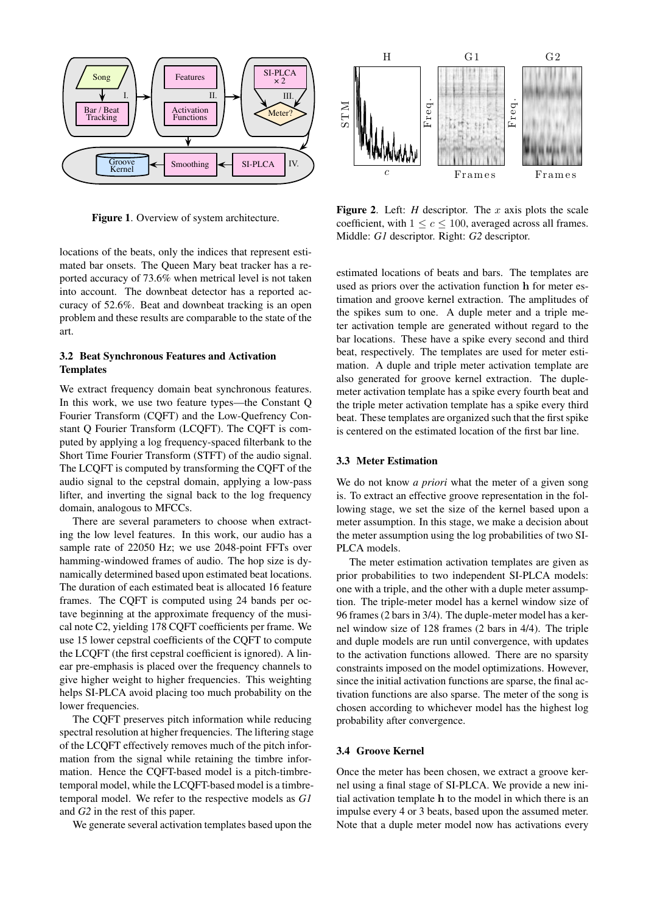Figure 1. Overview of system architecture.

Figure 2. Left: *H* descriptor. The $x$ axis plots the scale coefficient, with $1 \leq c \leq 100$, averaged across all frames. Middle: *G1* descriptor. Right: *G2* descriptor.

locations of the beats, only the indices that represent estimated bar onsets. The Queen Mary beat tracker has a reported accuracy of 73.6% when metrical level is not taken into account. The downbeat detector has a reported accuracy of 52.6%. Beat and downbeat tracking is an open problem and these results are comparable to the state of the art.

### 3.2 Beat Synchronous Features and Activation Templates

We extract frequency domain beat synchronous features. In this work, we use two feature types—the Constant Q Fourier Transform (CQFT) and the Low-Quefrency Constant Q Fourier Transform (LCQFT). The CQFT is computed by applying a log frequency-spaced filterbank to the Short Time Fourier Transform (STFT) of the audio signal. The LCQFT is computed by transforming the CQFT of the audio signal to the cepstral domain, applying a low-pass lifter, and inverting the signal back to the log frequency domain, analogous to MFCCs.

There are several parameters to choose when extracting the low level features. In this work, our audio has a sample rate of 22050 Hz; we use 2048-point FFTs over hamming-windowed frames of audio. The hop size is dynamically determined based upon estimated beat locations. The duration of each estimated beat is allocated 16 feature frames. The CQFT is computed using 24 bands per octave beginning at the approximate frequency of the musical note C2, yielding 178 CQFT coefficients per frame. We use 15 lower cepstral coefficients of the CQFT to compute the LCQFT (the first cepstral coefficient is ignored). A linear pre-emphasis is placed over the frequency channels to give higher weight to higher frequencies. This weighting helps SI-PLCA avoid placing too much probability on the lower frequencies.

The CQFT preserves pitch information while reducing spectral resolution at higher frequencies. The liftering stage of the LCQFT effectively removes much of the pitch information from the signal while retaining the timbre information. Hence the CQFT-based model is a pitch-timbre-temporal model, while the LCQFT-based model is a timbre-temporal model. We refer to the respective models as *G1* and *G2* in the rest of this paper.

We generate several activation templates based upon the estimated locations of beats and bars. The templates are used as priors over the activation function $\mathbf{h}$ for meter estimation and groove kernel extraction. The amplitudes of the spikes sum to one. A duple meter and a triple meter activation temple are generated without regard to the bar locations. These have a spike every second and third beat, respectively. The templates are used for meter estimation. A duple and triple meter activation template are also generated for groove kernel extraction. The duple-meter activation template has a spike every fourth beat and the triple meter activation template has a spike every third beat. These templates are organized such that the first spike is centered on the estimated location of the first bar line.

### 3.3 Meter Estimation

We do not know *a priori* what the meter of a given song is. To extract an effective groove representation in the following stage, we set the size of the kernel based upon a meter assumption. In this stage, we make a decision about the meter assumption using the log probabilities of two SI-PLCA models.

The meter estimation activation templates are given as prior probabilities to two independent SI-PLCA models: one with a triple, and the other with a duple meter assumption. The triple-meter model has a kernel window size of 96 frames (2 bars in 3/4). The duple-meter model has a kernel window size of 128 frames (2 bars in 4/4). The triple and duple models are run until convergence, with updates to the activation functions allowed. There are no sparsity constraints imposed on the model optimizations. However, since the initial activation functions are sparse, the final activation functions are also sparse. The meter of the song is chosen according to whichever model has the highest log probability after convergence.

### 3.4 Groove Kernel

Once the meter has been chosen, we extract a groove kernel using a final stage of SI-PLCA. We provide a new initial activation template $\mathbf{h}$ to the model in which there is an impulse every 4 or 3 beats, based upon the assumed meter. Note that a duple meter model now has activations every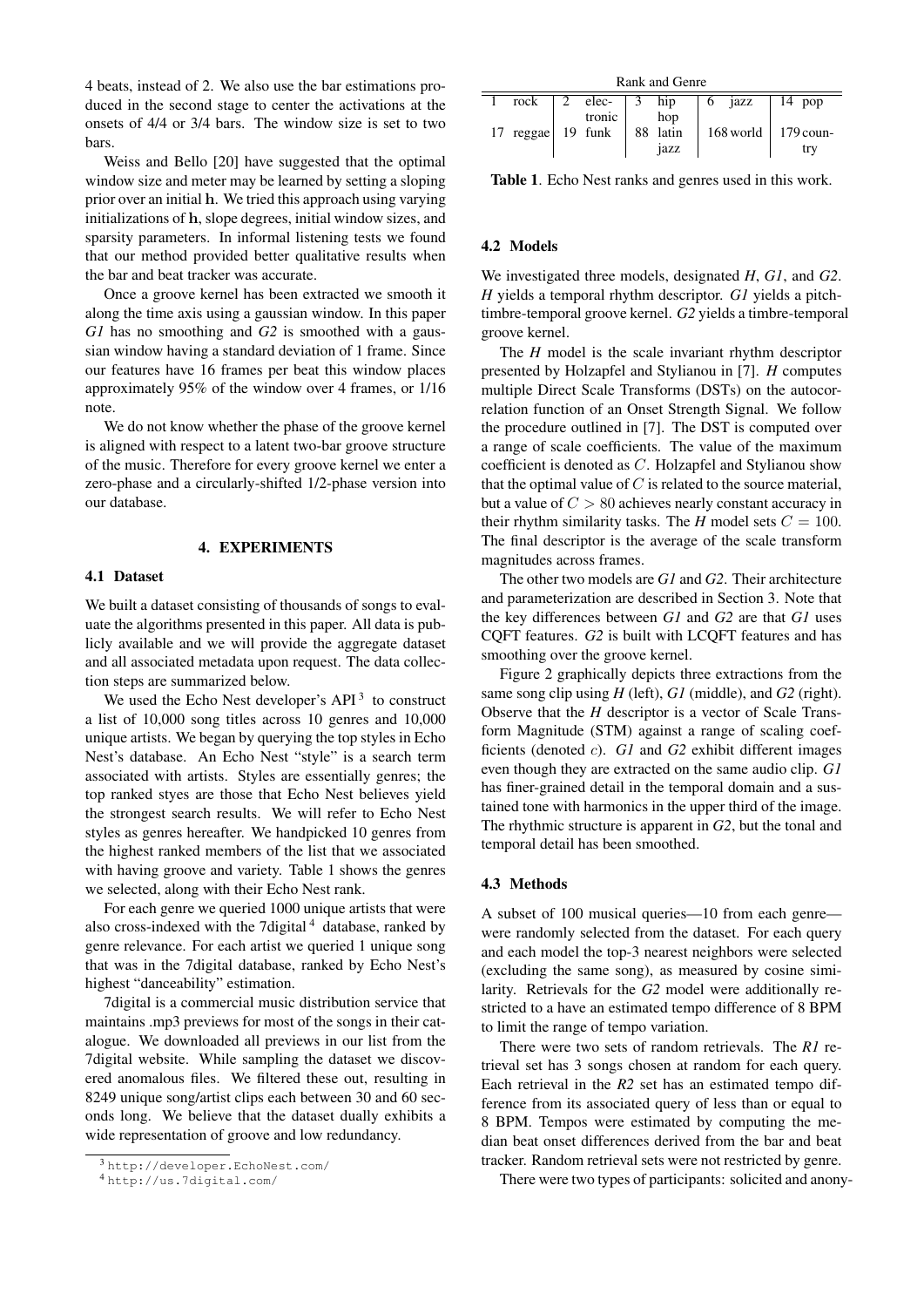4 beats, instead of 2. We also use the bar estimations produced in the second stage to center the activations at the onsets of 4/4 or 3/4 bars. The window size is set to two bars.

Weiss and Bello [20] have suggested that the optimal window size and meter may be learned by setting a sloping prior over an initial **h**. We tried this approach using varying initializations of **h**, slope degrees, initial window sizes, and sparsity parameters. In informal listening tests we found that our method provided better qualitative results when the bar and beat tracker was accurate.

Once a groove kernel has been extracted we smooth it along the time axis using a gaussian window. In this paper *G1* has no smoothing and *G2* is smoothed with a gaussian window having a standard deviation of 1 frame. Since our features have 16 frames per beat this window places approximately 95% of the window over 4 frames, or 1/16 note.

We do not know whether the phase of the groove kernel is aligned with respect to a latent two-bar groove structure of the music. Therefore for every groove kernel we enter a zero-phase and a circularly-shifted 1/2-phase version into our database.

## 4. EXPERIMENTS

### 4.1 Dataset

We built a dataset consisting of thousands of songs to evaluate the algorithms presented in this paper. All data is publicly available and we will provide the aggregate dataset and all associated metadata upon request. The data collection steps are summarized below.

We used the Echo Nest developer's API [3] to construct a list of 10,000 song titles across 10 genres and 10,000 unique artists. We began by querying the top styles in Echo Nest's database. An Echo Nest "style" is a search term associated with artists. Styles are essentially genres; the top ranked styes are those that Echo Nest believes yield the strongest search results. We will refer to Echo Nest styles as genres hereafter. We handpicked 10 genres from the highest ranked members of the list that we associated with having groove and variety. Table 1 shows the genres we selected, along with their Echo Nest rank.

For each genre we queried 1000 unique artists that were also cross-indexed with the 7digital [4] database, ranked by genre relevance. For each artist we queried 1 unique song that was in the 7digital database, ranked by Echo Nest's highest "danceability" estimation.

7digital is a commercial music distribution service that maintains .mp3 previews for most of the songs in their catalogue. We downloaded all previews in our list from the 7digital website. While sampling the dataset we discovered anomalous files. We filtered these out, resulting in 8249 unique song/artist clips each between 30 and 60 seconds long. We believe that the dataset dually exhibits a wide representation of groove and low redundancy.

[3] http://developer.EchoNest.com/

[4] http://us.7digital.com/

| Rank and Genre | | | | | | | | | |
|---|---|---|---|---|---|---|---|---|---|
| 1 | rock | 2 | electronic | 3 | hip hop | 6 | jazz | 14 | pop |
| 17 | reggae | 19 | funk | 88 | latin jazz | 168 | world | 179 | country |

**Table 1**. Echo Nest ranks and genres used in this work.

### 4.2 Models

We investigated three models, designated *H*, *G1*, and *G2*. *H* yields a temporal rhythm descriptor. *G1* yields a pitch-timbre-temporal groove kernel. *G2* yields a timbre-temporal groove kernel.

The *H* model is the scale invariant rhythm descriptor presented by Holzapfel and Stylianou in [7]. *H* computes multiple Direct Scale Transforms (DSTs) on the autocorrelation function of an Onset Strength Signal. We follow the procedure outlined in [7]. The DST is computed over a range of scale coefficients. The value of the maximum coefficient is denoted as $C$. Holzapfel and Stylianou show that the optimal value of $C$ is related to the source material, but a value of $C > 80$ achieves nearly constant accuracy in their rhythm similarity tasks. The *H* model sets $C = 100$. The final descriptor is the average of the scale transform magnitudes across frames.

The other two models are *G1* and *G2*. Their architecture and parameterization are described in Section 3. Note that the key differences between *G1* and *G2* are that *G1* uses CQFT features. *G2* is built with LCQFT features and has smoothing over the groove kernel.

Figure 2 graphically depicts three extractions from the same song clip using *H* (left), *G1* (middle), and *G2* (right). Observe that the *H* descriptor is a vector of Scale Transform Magnitude (STM) against a range of scaling coefficients (denoted $c$). *G1* and *G2* exhibit different images even though they are extracted on the same audio clip. *G1* has finer-grained detail in the temporal domain and a sustained tone with harmonics in the upper third of the image. The rhythmic structure is apparent in *G2*, but the tonal and temporal detail has been smoothed.

### 4.3 Methods

A subset of 100 musical queries—10 from each genre—were randomly selected from the dataset. For each query and each model the top-3 nearest neighbors were selected (excluding the same song), as measured by cosine similarity. Retrievals for the *G2* model were additionally restricted to a have an estimated tempo difference of 8 BPM to limit the range of tempo variation.

There were two sets of random retrievals. The *R1* retrieval set has 3 songs chosen at random for each query. Each retrieval in the *R2* set has an estimated tempo difference from its associated query of less than or equal to 8 BPM. Tempos were estimated by computing the median beat onset differences derived from the bar and beat tracker. Random retrieval sets were not restricted by genre.

There were two types of participants: solicited and anony-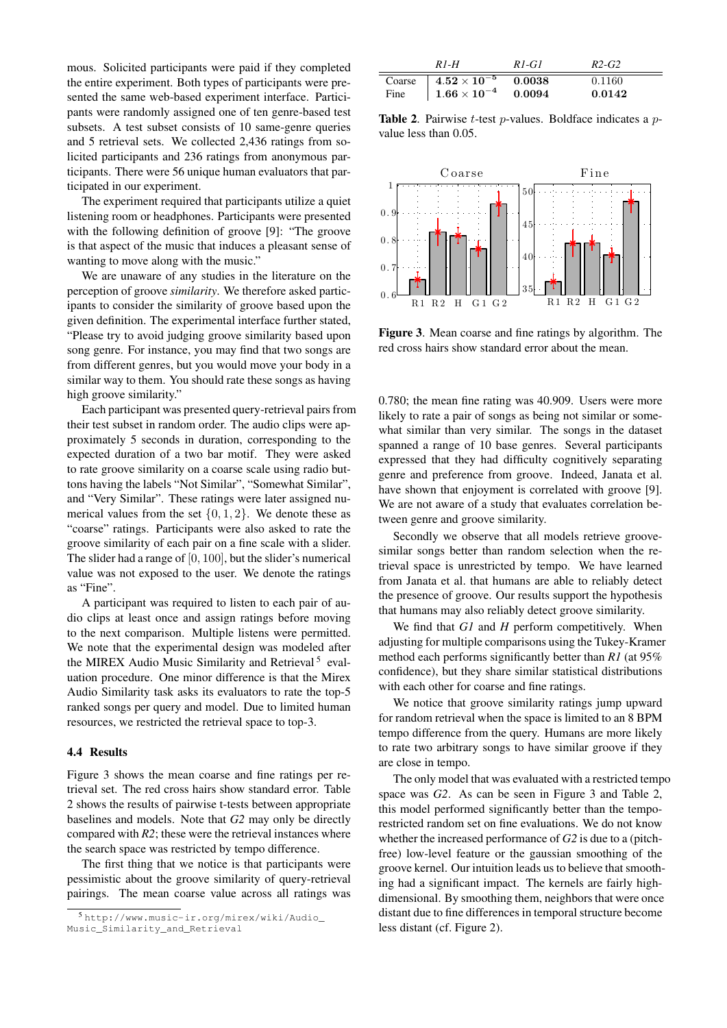mous. Solicited participants were paid if they completed the entire experiment. Both types of participants were presented the same web-based experiment interface. Participants were randomly assigned one of ten genre-based test subsets. A test subset consists of 10 same-genre queries and 5 retrieval sets. We collected 2,436 ratings from solicited participants and 236 ratings from anonymous participants. There were 56 unique human evaluators that participated in our experiment.

The experiment required that participants utilize a quiet listening room or headphones. Participants were presented with the following definition of groove [9]: "The groove is that aspect of the music that induces a pleasant sense of wanting to move along with the music."

We are unaware of any studies in the literature on the perception of groove *similarity*. We therefore asked participants to consider the similarity of groove based upon the given definition. The experimental interface further stated, "Please try to avoid judging groove similarity based upon song genre. For instance, you may find that two songs are from different genres, but you would move your body in a similar way to them. You should rate these songs as having high groove similarity."

Each participant was presented query-retrieval pairs from their test subset in random order. The audio clips were approximately 5 seconds in duration, corresponding to the expected duration of a two bar motif. They were asked to rate groove similarity on a coarse scale using radio buttons having the labels "Not Similar", "Somewhat Similar", and "Very Similar". These ratings were later assigned numerical values from the set $\{0, 1, 2\}$. We denote these as "coarse" ratings. Participants were also asked to rate the groove similarity of each pair on a fine scale with a slider. The slider had a range of $[0, 100]$, but the slider's numerical value was not exposed to the user. We denote the ratings as "Fine".

A participant was required to listen to each pair of audio clips at least once and assign ratings before moving to the next comparison. Multiple listens were permitted. We note that the experimental design was modeled after the MIREX Audio Music Similarity and Retrieval [5] evaluation procedure. One minor difference is that the Mirex Audio Similarity task asks its evaluators to rate the top-5 ranked songs per query and model. Due to limited human resources, we restricted the retrieval space to top-3.

### 4.4 Results

Figure 3 shows the mean coarse and fine ratings per retrieval set. The red cross hairs show standard error. Table 2 shows the results of pairwise t-tests between appropriate baselines and models. Note that *G2* may only be directly compared with *R2*; these were the retrieval instances where the search space was restricted by tempo difference.

The first thing that we notice is that participants were pessimistic about the groove similarity of query-retrieval pairings. The mean coarse value across all ratings was 0.780; the mean fine rating was 40.909. Users were more likely to rate a pair of songs as being not similar or somewhat similar than very similar. The songs in the dataset spanned a range of 10 base genres. Several participants expressed that they had difficulty cognitively separating genre and preference from groove. Indeed, Janata et al. have shown that enjoyment is correlated with groove [9]. We are not aware of a study that evaluates correlation between genre and groove similarity.

[5] http://www.music-ir.org/mirex/wiki/Audio_Music_Similarity_and_Retrieval

| | *R1-H* | *R1-G1* | *R2-G2* |
|---|---|---|---|
| Coarse | $\mathbf{4.52 \times 10^{-5}}$ | **0.0038** | 0.1160 |
| Fine | $\mathbf{1.66 \times 10^{-4}}$ | **0.0094** | **0.0142** |

**Table 2**. Pairwise $t$-test $p$-values. Boldface indicates a $p$-value less than 0.05.

**Figure 3**. Mean coarse and fine ratings by algorithm. The red cross hairs show standard error about the mean.

Secondly we observe that all models retrieve groove-similar songs better than random selection when the retrieval space is unrestricted by tempo. We have learned from Janata et al. that humans are able to reliably detect the presence of groove. Our results support the hypothesis that humans may also reliably detect groove similarity.

We find that *G1* and *H* perform competitively. When adjusting for multiple comparisons using the Tukey-Kramer method each performs significantly better than *R1* (at 95% confidence), but they share similar statistical distributions with each other for coarse and fine ratings.

We notice that groove similarity ratings jump upward for random retrieval when the space is limited to an 8 BPM tempo difference from the query. Humans are more likely to rate two arbitrary songs to have similar groove if they are close in tempo.

The only model that was evaluated with a restricted tempo space was *G2*. As can be seen in Figure 3 and Table 2, this model performed significantly better than the tempo-restricted random set on fine evaluations. We do not know whether the increased performance of *G2* is due to a (pitch-free) low-level feature or the gaussian smoothing of the groove kernel. Our intuition leads us to believe that smoothing had a significant impact. The kernels are fairly high-dimensional. By smoothing them, neighbors that were once distant due to fine differences in temporal structure become less distant (cf. Figure 2).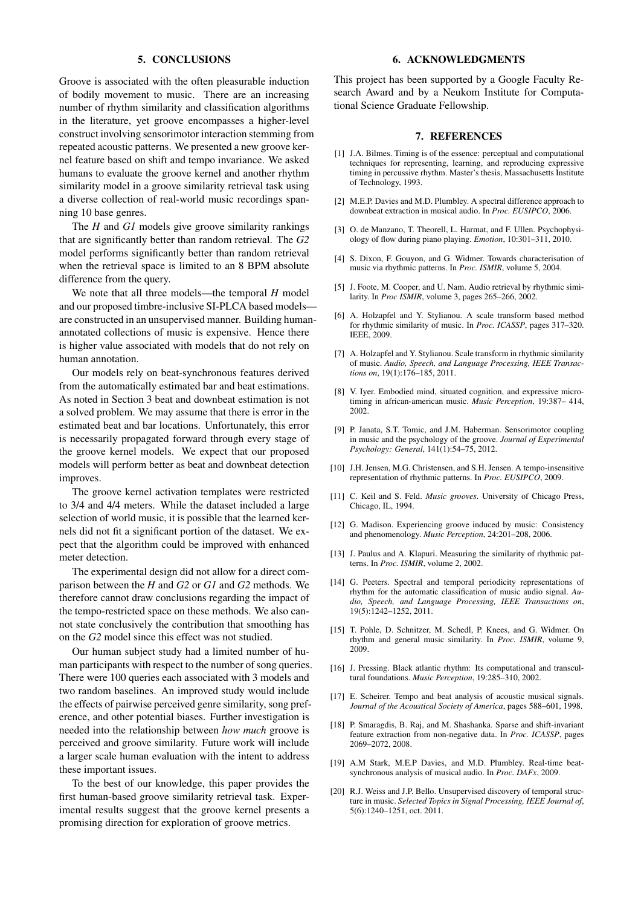## 5. CONCLUSIONS

Groove is associated with the often pleasurable induction of bodily movement to music. There are an increasing number of rhythm similarity and classification algorithms in the literature, yet groove encompasses a higher-level construct involving sensorimotor interaction stemming from repeated acoustic patterns. We presented a new groove kernel feature based on shift and tempo invariance. We asked humans to evaluate the groove kernel and another rhythm similarity model in a groove similarity retrieval task using a diverse collection of real-world music recordings spanning 10 base genres.

The *H* and *G1* models give groove similarity rankings that are significantly better than random retrieval. The *G2* model performs significantly better than random retrieval when the retrieval space is limited to an 8 BPM absolute difference from the query.

We note that all three models—the temporal *H* model and our proposed timbre-inclusive SI-PLCA based models—are constructed in an unsupervised manner. Building human-annotated collections of music is expensive. Hence there is higher value associated with models that do not rely on human annotation.

Our models rely on beat-synchronous features derived from the automatically estimated bar and beat estimations. As noted in Section 3 beat and downbeat estimation is not a solved problem. We may assume that there is error in the estimated beat and bar locations. Unfortunately, this error is necessarily propagated forward through every stage of the groove kernel models. We expect that our proposed models will perform better as beat and downbeat detection improves.

The groove kernel activation templates were restricted to 3/4 and 4/4 meters. While the dataset included a large selection of world music, it is possible that the learned kernels did not fit a significant portion of the dataset. We expect that the algorithm could be improved with enhanced meter detection.

The experimental design did not allow for a direct comparison between the *H* and *G2* or *G1* and *G2* methods. We therefore cannot draw conclusions regarding the impact of the tempo-restricted space on these methods. We also cannot state conclusively the contribution that smoothing has on the *G2* model since this effect was not studied.

Our human subject study had a limited number of human participants with respect to the number of song queries. There were 100 queries each associated with 3 models and two random baselines. An improved study would include the effects of pairwise perceived genre similarity, song preference, and other potential biases. Further investigation is needed into the relationship between *how much* groove is perceived and groove similarity. Future work will include a larger scale human evaluation with the intent to address these important issues.

To the best of our knowledge, this paper provides the first human-based groove similarity retrieval task. Experimental results suggest that the groove kernel presents a promising direction for exploration of groove metrics.

## 6. ACKNOWLEDGMENTS

This project has been supported by a Google Faculty Research Award and by a Neukom Institute for Computational Science Graduate Fellowship.

## 7. REFERENCES

[1] J.A. Bilmes. Timing is of the essence: perceptual and computational techniques for representing, learning, and reproducing expressive timing in percussive rhythm. Master's thesis, Massachusetts Institute of Technology, 1993.

[2] M.E.P. Davies and M.D. Plumbley. A spectral difference approach to downbeat extraction in musical audio. In *Proc. EUSIPCO*, 2006.

[3] O. de Manzano, T. Theorell, L. Harmat, and F. Ullen. Psychophysiology of flow during piano playing. *Emotion*, 10:301–311, 2010.

[4] S. Dixon, F. Gouyon, and G. Widmer. Towards characterisation of music via rhythmic patterns. In *Proc. ISMIR*, volume 5, 2004.

[5] J. Foote, M. Cooper, and U. Nam. Audio retrieval by rhythmic similarity. In *Proc ISMIR*, volume 3, pages 265–266, 2002.

[6] A. Holzapfel and Y. Stylianou. A scale transform based method for rhythmic similarity of music. In *Proc. ICASSP*, pages 317–320. IEEE, 2009.

[7] A. Holzapfel and Y. Stylianou. Scale transform in rhythmic similarity of music. *Audio, Speech, and Language Processing, IEEE Transactions on*, 19(1):176–185, 2011.

[8] V. Iyer. Embodied mind, situated cognition, and expressive microtiming in african-american music. *Music Perception*, 19:387– 414, 2002.

[9] P. Janata, S.T. Tomic, and J.M. Haberman. Sensorimotor coupling in music and the psychology of the groove. *Journal of Experimental Psychology: General*, 141(1):54–75, 2012.

[10] J.H. Jensen, M.G. Christensen, and S.H. Jensen. A tempo-insensitive representation of rhythmic patterns. In *Proc. EUSIPCO*, 2009.

[11] C. Keil and S. Feld. *Music grooves*. University of Chicago Press, Chicago, IL, 1994.

[12] G. Madison. Experiencing groove induced by music: Consistency and phenomenology. *Music Perception*, 24:201–208, 2006.

[13] J. Paulus and A. Klapuri. Measuring the similarity of rhythmic patterns. In *Proc. ISMIR*, volume 2, 2002.

[14] G. Peeters. Spectral and temporal periodicity representations of rhythm for the automatic classification of music audio signal. *Audio, Speech, and Language Processing, IEEE Transactions on*, 19(5):1242–1252, 2011.

[15] T. Pohle, D. Schnitzer, M. Schedl, P. Knees, and G. Widmer. On rhythm and general music similarity. In *Proc. ISMIR*, volume 9, 2009.

[16] J. Pressing. Black atlantic rhythm: Its computational and transcultural foundations. *Music Perception*, 19:285–310, 2002.

[17] E. Scheirer. Tempo and beat analysis of acoustic musical signals. *Journal of the Acoustical Society of America*, pages 588–601, 1998.

[18] P. Smaragdis, B. Raj, and M. Shashanka. Sparse and shift-invariant feature extraction from non-negative data. In *Proc. ICASSP*, pages 2069–2072, 2008.

[19] A.M Stark, M.E.P Davies, and M.D. Plumbley. Real-time beat-synchronous analysis of musical audio. In *Proc. DAFx*, 2009.

[20] R.J. Weiss and J.P. Bello. Unsupervised discovery of temporal structure in music. *Selected Topics in Signal Processing, IEEE Journal of*, 5(6):1240–1251, oct. 2011.